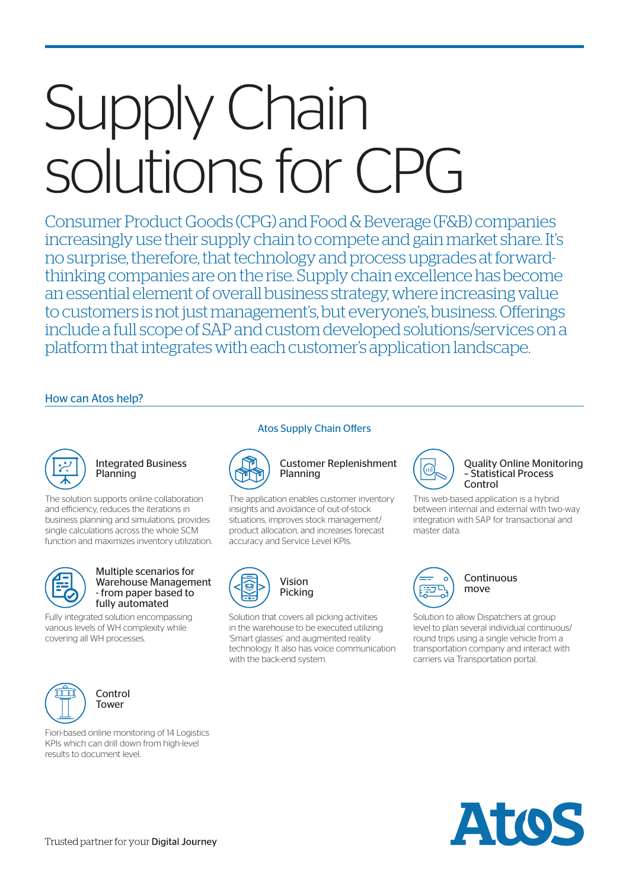# Supply Chain solutions for CPG

Consumer Product Goods (CPG) and Food & Beverage (F&B) companies increasingly use their supply chain to compete and gain market share. It's no surprise, therefore, that technology and process upgrades at forward-thinking companies are on the rise. Supply chain excellence has become an essential element of overall business strategy, where increasing value to customers is not just management's, but everyone's, business. Offerings include a full scope of SAP and custom developed solutions/services on a platform that integrates with each customer's application landscape.

## How can Atos help?

### Atos Supply Chain Offers

#### Integrated Business Planning

The solution supports online collaboration and efficiency, reduces the iterations in business planning and simulations, provides single calculations across the whole SCM function and maximizes inventory utilization.

#### Customer Replenishment Planning

The application enables customer inventory insights and avoidance of out-of-stock situations, improves stock management/ product allocation, and increases forecast accuracy and Service Level KPIs.

#### Quality Online Monitoring – Statistical Process Control

This web-based application is a hybrid between internal and external with two-way integration with SAP for transactional and master data.

#### Multiple scenarios for Warehouse Management - from paper based to fully automated

Fully integrated solution encompassing various levels of WH complexity while covering all WH processes.

#### Vision Picking

Solution that covers all picking activities in the warehouse to be executed utilizing 'Smart glasses' and augmented reality technology. It also has voice communication with the back-end system.

#### Continuous move

Solution to allow Dispatchers at group level to plan several individual continuous/ round trips using a single vehicle from a transportation company and interact with carriers via Transportation portal.

#### Control Tower

Fiori-based online monitoring of 14 Logistics KPIs which can drill down from high-level results to document level.

Trusted partner for your Digital Journey

Atos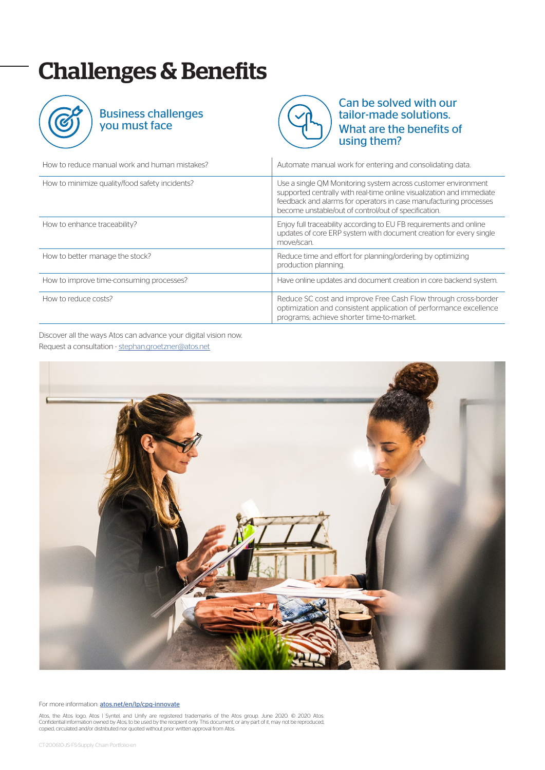# Challenges & Benefits

| Business challenges you must face | Can be solved with our tailor-made solutions. What are the benefits of using them? |
|---|---|
| How to reduce manual work and human mistakes? | Automate manual work for entering and consolidating data. |
| How to minimize quality/food safety incidents? | Use a single QM Monitoring system across customer environment supported centrally with real-time online visualization and immediate feedback and alarms for operators in case manufacturing processes become unstable/out of control/out of specification. |
| How to enhance traceability? | Enjoy full traceability according to EU FB requirements and online updates of core ERP system with document creation for every single move/scan. |
| How to better manage the stock? | Reduce time and effort for planning/ordering by optimizing production planning. |
| How to improve time-consuming processes? | Have online updates and document creation in core backend system. |
| How to reduce costs? | Reduce SC cost and improve Free Cash Flow through cross-border optimization and consistent application of performance excellence programs; achieve shorter time-to-market. |

Discover all the ways Atos can advance your digital vision now.
Request a consultation - stephan.groetzner@atos.net

For more information: atos.net/en/lp/cpg-innovate

Atos, the Atos logo, Atos | Syntel, and Unify are registered trademarks of the Atos group. June 2020. © 2020 Atos. Confidential information owned by Atos, to be used by the recipient only. This document, or any part of it, may not be reproduced, copied, circulated and/or distributed nor quoted without prior written approval from Atos.

CT-200610-JS-FS-Supply Chain Portfolio-en